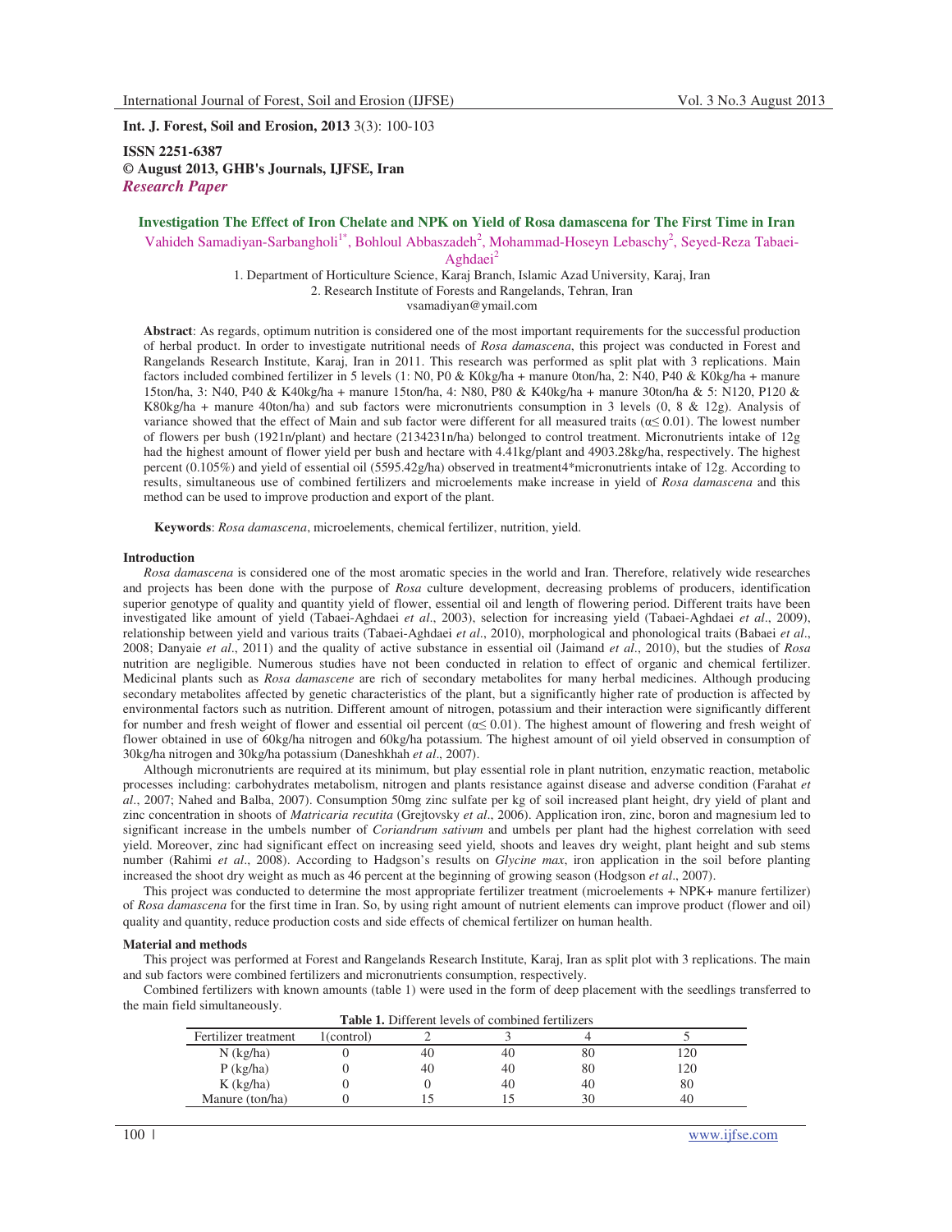**Int. J. Forest, Soil and Erosion, 2013** 3(3): 100-103

**ISSN 2251-6387**
**© August 2013, GHB's Journals, IJFSE, Iran**
***Research Paper***

# Investigation The Effect of Iron Chelate and NPK on Yield of Rosa damascena for The First Time in Iran

Vahideh Samadiyan-Sarbangholi[1*], Bohloul Abbaszadeh[2], Mohammad-Hoseyn Lebaschy[2], Seyed-Reza Tabaei-Aghdaei[2]

1. Department of Horticulture Science, Karaj Branch, Islamic Azad University, Karaj, Iran
2. Research Institute of Forests and Rangelands, Tehran, Iran

vsamadiyan@ymail.com

**Abstract**: As regards, optimum nutrition is considered one of the most important requirements for the successful production of herbal product. In order to investigate nutritional needs of *Rosa damascena*, this project was conducted in Forest and Rangelands Research Institute, Karaj, Iran in 2011. This research was performed as split plat with 3 replications. Main factors included combined fertilizer in 5 levels (1: N0, P0 & K0kg/ha + manure 0ton/ha, 2: N40, P40 & K0kg/ha + manure 15ton/ha, 3: N40, P40 & K40kg/ha + manure 15ton/ha, 4: N80, P80 & K40kg/ha + manure 30ton/ha & 5: N120, P120 & K80kg/ha + manure 40ton/ha) and sub factors were micronutrients consumption in 3 levels (0, 8 & 12g). Analysis of variance showed that the effect of Main and sub factor were different for all measured traits ($\alpha \leq 0.01$). The lowest number of flowers per bush (1921n/plant) and hectare (2134231n/ha) belonged to control treatment. Micronutrients intake of 12g had the highest amount of flower yield per bush and hectare with 4.41kg/plant and 4903.28kg/ha, respectively. The highest percent (0.105%) and yield of essential oil (5595.42g/ha) observed in treatment4*micronutrients intake of 12g. According to results, simultaneous use of combined fertilizers and microelements make increase in yield of *Rosa damascena* and this method can be used to improve production and export of the plant.

**Keywords**: *Rosa damascena*, microelements, chemical fertilizer, nutrition, yield.

## Introduction

*Rosa damascena* is considered one of the most aromatic species in the world and Iran. Therefore, relatively wide researches and projects has been done with the purpose of *Rosa* culture development, decreasing problems of producers, identification superior genotype of quality and quantity yield of flower, essential oil and length of flowering period. Different traits have been investigated like amount of yield (Tabaei-Aghdaei *et al*., 2003), selection for increasing yield (Tabaei-Aghdaei *et al*., 2009), relationship between yield and various traits (Tabaei-Aghdaei *et al*., 2010), morphological and phonological traits (Babaei *et al*., 2008; Danyaie *et al*., 2011) and the quality of active substance in essential oil (Jaimand *et al*., 2010), but the studies of *Rosa* nutrition are negligible. Numerous studies have not been conducted in relation to effect of organic and chemical fertilizer. Medicinal plants such as *Rosa damascene* are rich of secondary metabolites for many herbal medicines. Although producing secondary metabolites affected by genetic characteristics of the plant, but a significantly higher rate of production is affected by environmental factors such as nutrition. Different amount of nitrogen, potassium and their interaction were significantly different for number and fresh weight of flower and essential oil percent ($\alpha \leq 0.01$). The highest amount of flowering and fresh weight of flower obtained in use of 60kg/ha nitrogen and 60kg/ha potassium. The highest amount of oil yield observed in consumption of 30kg/ha nitrogen and 30kg/ha potassium (Daneshkhah *et al*., 2007).

Although micronutrients are required at its minimum, but play essential role in plant nutrition, enzymatic reaction, metabolic processes including: carbohydrates metabolism, nitrogen and plants resistance against disease and adverse condition (Farahat *et al*., 2007; Nahed and Balba, 2007). Consumption 50mg zinc sulfate per kg of soil increased plant height, dry yield of plant and zinc concentration in shoots of *Matricaria recutita* (Grejtovsky *et al*., 2006). Application iron, zinc, boron and magnesium led to significant increase in the umbels number of *Coriandrum sativum* and umbels per plant had the highest correlation with seed yield. Moreover, zinc had significant effect on increasing seed yield, shoots and leaves dry weight, plant height and sub stems number (Rahimi *et al*., 2008). According to Hadgson's results on *Glycine max*, iron application in the soil before planting increased the shoot dry weight as much as 46 percent at the beginning of growing season (Hodgson *et al*., 2007).

This project was conducted to determine the most appropriate fertilizer treatment (microelements + NPK+ manure fertilizer) of *Rosa damascena* for the first time in Iran. So, by using right amount of nutrient elements can improve product (flower and oil) quality and quantity, reduce production costs and side effects of chemical fertilizer on human health.

## Material and methods

This project was performed at Forest and Rangelands Research Institute, Karaj, Iran as split plot with 3 replications. The main and sub factors were combined fertilizers and micronutrients consumption, respectively.

Combined fertilizers with known amounts (table 1) were used in the form of deep placement with the seedlings transferred to the main field simultaneously.

**Table 1.** Different levels of combined fertilizers

| Fertilizer treatment | 1(control) | 2 | 3 | 4 | 5 |
|---|---|---|---|---|---|
| N (kg/ha) | 0 | 40 | 40 | 80 | 120 |
| P (kg/ha) | 0 | 40 | 40 | 80 | 120 |
| K (kg/ha) | 0 | 0 | 40 | 40 | 80 |
| Manure (ton/ha) | 0 | 15 | 15 | 30 | 40 |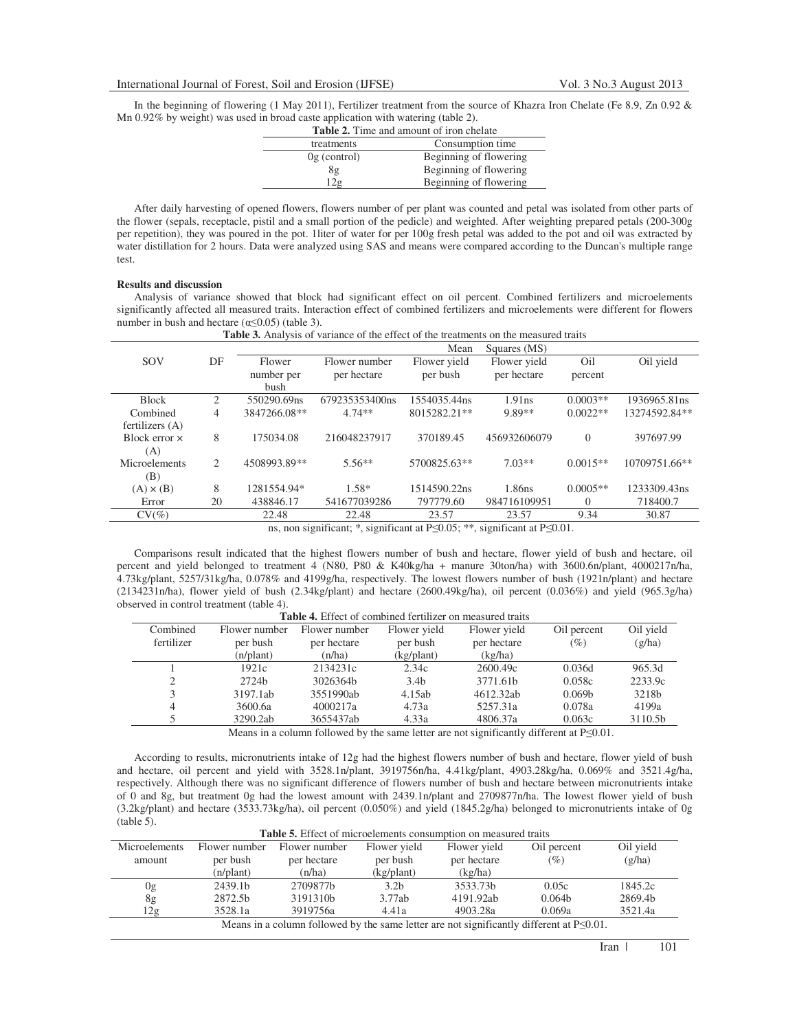In the beginning of flowering (1 May 2011), Fertilizer treatment from the source of Khazra Iron Chelate (Fe 8.9, Zn 0.92 & Mn 0.92% by weight) was used in broad caste application with watering (table 2).

**Table 2.** Time and amount of iron chelate

| treatments | Consumption time |
|---|---|
| 0g (control) | Beginning of flowering |
| 8g | Beginning of flowering |
| 12g | Beginning of flowering |

After daily harvesting of opened flowers, flowers number of per plant was counted and petal was isolated from other parts of the flower (sepals, receptacle, pistil and a small portion of the pedicle) and weighted. After weighting prepared petals (200-300g per repetition), they was poured in the pot. 1liter of water for per 100g fresh petal was added to the pot and oil was extracted by water distillation for 2 hours. Data were analyzed using SAS and means were compared according to the Duncan's multiple range test.

**Results and discussion**

Analysis of variance showed that block had significant effect on oil percent. Combined fertilizers and microelements significantly affected all measured traits. Interaction effect of combined fertilizers and microelements were different for flowers number in bush and hectare ($\alpha \leq 0.05$) (table 3).

**Table 3.** Analysis of variance of the effect of the treatments on the measured traits

| SOV | DF | Mean Squares (MS) | | | | | |
|---|---|---|---|---|---|---|---|
| | | Flower number per bush | Flower number per hectare | Flower yield per bush | Flower yield per hectare | Oil percent | Oil yield |
| Block | 2 | 550290.69ns | 679235353400ns | 1554035.44ns | 1.91ns | 0.0003** | 1936965.81ns |
| Combined fertilizers (A) | 4 | 3847266.08** | 4.74** | 8015282.21** | 9.89** | 0.0022** | 13274592.84** |
| Block error × (A) | 8 | 175034.08 | 216048237917 | 370189.45 | 456932606079 | 0 | 397697.99 |
| Microelements (B) | 2 | 4508993.89** | 5.56** | 5700825.63** | 7.03** | 0.0015** | 10709751.66** |
| (A) × (B) | 8 | 1281554.94* | 1.58* | 1514590.22ns | 1.86ns | 0.0005** | 1233309.43ns |
| Error | 20 | 438846.17 | 541677039286 | 797779.60 | 984716109951 | 0 | 718400.7 |
| CV(%) | | 22.48 | 22.48 | 23.57 | 23.57 | 9.34 | 30.87 |

ns, non significant; *, significant at P≤0.05; **, significant at P≤0.01.

Comparisons result indicated that the highest flowers number of bush and hectare, flower yield of bush and hectare, oil percent and yield belonged to treatment 4 (N80, P80 & K40kg/ha + manure 30ton/ha) with 3600.6n/plant, 4000217n/ha, 4.73kg/plant, 5257/31kg/ha, 0.078% and 4199g/ha, respectively. The lowest flowers number of bush (1921n/plant) and hectare (2134231n/ha), flower yield of bush (2.34kg/plant) and hectare (2600.49kg/ha), oil percent (0.036%) and yield (965.3g/ha) observed in control treatment (table 4).

**Table 4.** Effect of combined fertilizer on measured traits

| Combined fertilizer | Flower number per bush (n/plant) | Flower number per hectare (n/ha) | Flower yield per bush (kg/plant) | Flower yield per hectare (kg/ha) | Oil percent (%) | Oil yield (g/ha) |
|---|---|---|---|---|---|---|
| 1 | 1921c | 2134231c | 2.34c | 2600.49c | 0.036d | 965.3d |
| 2 | 2724b | 3026364b | 3.4b | 3771.61b | 0.058c | 2233.9c |
| 3 | 3197.1ab | 3551990ab | 4.15ab | 4612.32ab | 0.069b | 3218b |
| 4 | 3600.6a | 4000217a | 4.73a | 5257.31a | 0.078a | 4199a |
| 5 | 3290.2ab | 3655437ab | 4.33a | 4806.37a | 0.063c | 3110.5b |

Means in a column followed by the same letter are not significantly different at P≤0.01.

According to results, micronutrients intake of 12g had the highest flowers number of bush and hectare, flower yield of bush and hectare, oil percent and yield with 3528.1n/plant, 3919756n/ha, 4.41kg/plant, 4903.28kg/ha, 0.069% and 3521.4g/ha, respectively. Although there was no significant difference of flowers number of bush and hectare between micronutrients intake of 0 and 8g, but treatment 0g had the lowest amount with 2439.1n/plant and 2709877n/ha. The lowest flower yield of bush (3.2kg/plant) and hectare (3533.73kg/ha), oil percent (0.050%) and yield (1845.2g/ha) belonged to micronutrients intake of 0g (table 5).

**Table 5.** Effect of microelements consumption on measured traits

| Microelements amount | Flower number per bush (n/plant) | Flower number per hectare (n/ha) | Flower yield per bush (kg/plant) | Flower yield per hectare (kg/ha) | Oil percent (%) | Oil yield (g/ha) |
|---|---|---|---|---|---|---|
| 0g | 2439.1b | 2709877b | 3.2b | 3533.73b | 0.05c | 1845.2c |
| 8g | 2872.5b | 3191310b | 3.77ab | 4191.92ab | 0.064b | 2869.4b |
| 12g | 3528.1a | 3919756a | 4.41a | 4903.28a | 0.069a | 3521.4a |

Means in a column followed by the same letter are not significantly different at P≤0.01.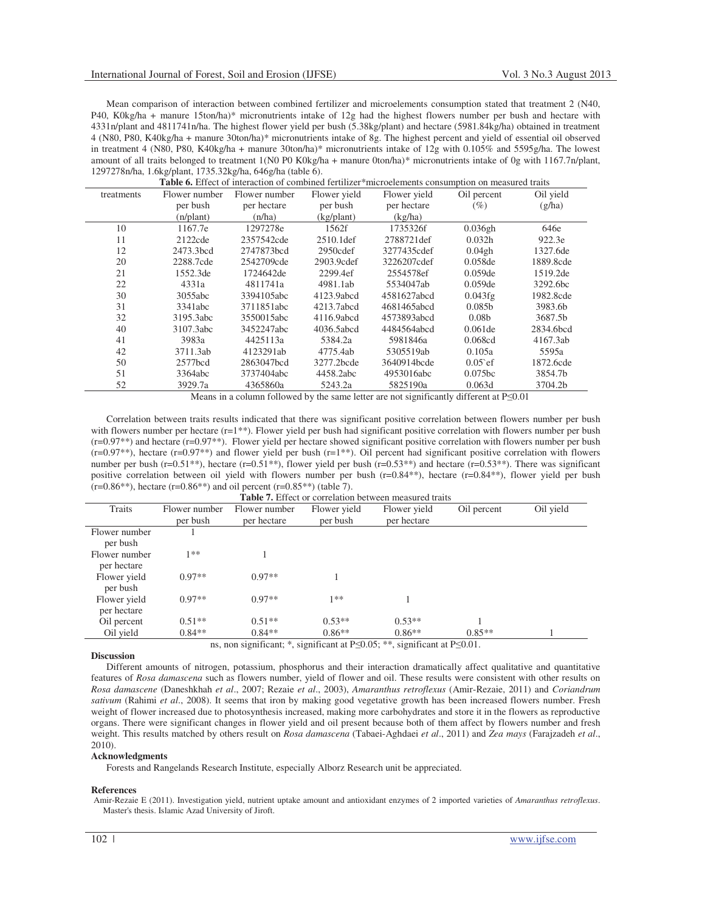Mean comparison of interaction between combined fertilizer and microelements consumption stated that treatment 2 (N40, P40, K0kg/ha + manure 15ton/ha)* micronutrients intake of 12g had the highest flowers number per bush and hectare with 4331n/plant and 4811741n/ha. The highest flower yield per bush (5.38kg/plant) and hectare (5981.84kg/ha) obtained in treatment 4 (N80, P80, K40kg/ha + manure 30ton/ha)* micronutrients intake of 8g. The highest percent and yield of essential oil observed in treatment 4 (N80, P80, K40kg/ha + manure 30ton/ha)* micronutrients intake of 12g with 0.105% and 5595g/ha. The lowest amount of all traits belonged to treatment 1(N0 P0 K0kg/ha + manure 0ton/ha)* micronutrients intake of 0g with 1167.7n/plant, 1297278n/ha, 1.6kg/plant, 1735.32kg/ha, 646g/ha (table 6).

**Table 6.** Effect of interaction of combined fertilizer*microelements consumption on measured traits

| treatments | Flower number per bush (n/plant) | Flower number per hectare (n/ha) | Flower yield per bush (kg/plant) | Flower yield per hectare (kg/ha) | Oil percent (%) | Oil yield (g/ha) |
|---|---|---|---|---|---|---|
| 10 | 1167.7e | 1297278e | 1562f | 1735326f | 0.036gh | 646e |
| 11 | 2122cde | 2357542cde | 2510.1def | 2788721def | 0.032h | 922.3e |
| 12 | 2473.3bcd | 2747873bcd | 2950cdef | 3277435cdef | 0.04gh | 1327.6de |
| 20 | 2288.7cde | 2542709cde | 2903.9cdef | 3226207cdef | 0.058de | 1889.8cde |
| 21 | 1552.3de | 1724642de | 2299.4ef | 2554578ef | 0.059de | 1519.2de |
| 22 | 4331a | 4811741a | 4981.1ab | 5534047ab | 0.059de | 3292.6bc |
| 30 | 3055abc | 3394105abc | 4123.9abcd | 4581627abcd | 0.043fg | 1982.8cde |
| 31 | 3341abc | 3711851abc | 4213.7abcd | 4681465abcd | 0.085b | 3983.6b |
| 32 | 3195.3abc | 3550015abc | 4116.9abcd | 4573893abcd | 0.08b | 3687.5b |
| 40 | 3107.3abc | 3452247abc | 4036.5abcd | 4484564abcd | 0.061de | 2834.6bcd |
| 41 | 3983a | 4425113a | 5384.2a | 5981846a | 0.068cd | 4167.3ab |
| 42 | 3711.3ab | 4123291ab | 4775.4ab | 5305519ab | 0.105a | 5595a |
| 50 | 2577bcd | 2863047bcd | 3277.2bcde | 3640914bcde | 0.05`ef | 1872.6cde |
| 51 | 3364abc | 3737404abc | 4458.2abc | 4953016abc | 0.075bc | 3854.7b |
| 52 | 3929.7a | 4365860a | 5243.2a | 5825190a | 0.063d | 3704.2b |

Means in a column followed by the same letter are not significantly different at P≤0.01

Correlation between traits results indicated that there was significant positive correlation between flowers number per bush with flowers number per hectare (r=1**). Flower yield per bush had significant positive correlation with flowers number per bush (r=0.97**) and hectare (r=0.97**). Flower yield per hectare showed significant positive correlation with flowers number per bush (r=0.97**), hectare (r=0.97**) and flower yield per bush (r=1**). Oil percent had significant positive correlation with flowers number per bush (r=0.51**), hectare (r=0.51**), flower yield per bush (r=0.53**) and hectare (r=0.53**). There was significant positive correlation between oil yield with flowers number per bush (r=0.84**), hectare (r=0.84**), flower yield per bush (r=0.86**), hectare (r=0.86**) and oil percent (r=0.85**) (table 7).

**Table 7.** Effect or correlation between measured traits

| Traits | Flower number per bush | Flower number per hectare | Flower yield per bush | Flower yield per hectare | Oil percent | Oil yield |
|---|---|---|---|---|---|---|
| Flower number per bush | 1 | | | | | |
| Flower number per hectare | 1** | 1 | | | | |
| Flower yield per bush | 0.97** | 0.97** | 1 | | | |
| Flower yield per hectare | 0.97** | 0.97** | 1** | 1 | | |
| Oil percent | 0.51** | 0.51** | 0.53** | 0.53** | 1 | |
| Oil yield | 0.84** | 0.84** | 0.86** | 0.86** | 0.85** | 1 |

ns, non significant; *, significant at P≤0.05; **, significant at P≤0.01.

**Discussion**

Different amounts of nitrogen, potassium, phosphorus and their interaction dramatically affect qualitative and quantitative features of *Rosa damascena* such as flowers number, yield of flower and oil. These results were consistent with other results on *Rosa damascene* (Daneshkhah *et al*., 2007; Rezaie *et al*., 2003), *Amaranthus retroflexus* (Amir-Rezaie, 2011) and *Coriandrum sativum* (Rahimi *et al*., 2008). It seems that iron by making good vegetative growth has been increased flowers number. Fresh weight of flower increased due to photosynthesis increased, making more carbohydrates and store it in the flowers as reproductive organs. There were significant changes in flower yield and oil present because both of them affect by flowers number and fresh weight. This results matched by others result on *Rosa damascena* (Tabaei-Aghdaei *et al*., 2011) and *Zea mays* (Farajzadeh *et al*., 2010).

**Acknowledgments**

Forests and Rangelands Research Institute, especially Alborz Research unit be appreciated.

**References**

Amir-Rezaie E (2011). Investigation yield, nutrient uptake amount and antioxidant enzymes of 2 imported varieties of *Amaranthus retroflexus*. Master's thesis. Islamic Azad University of Jiroft.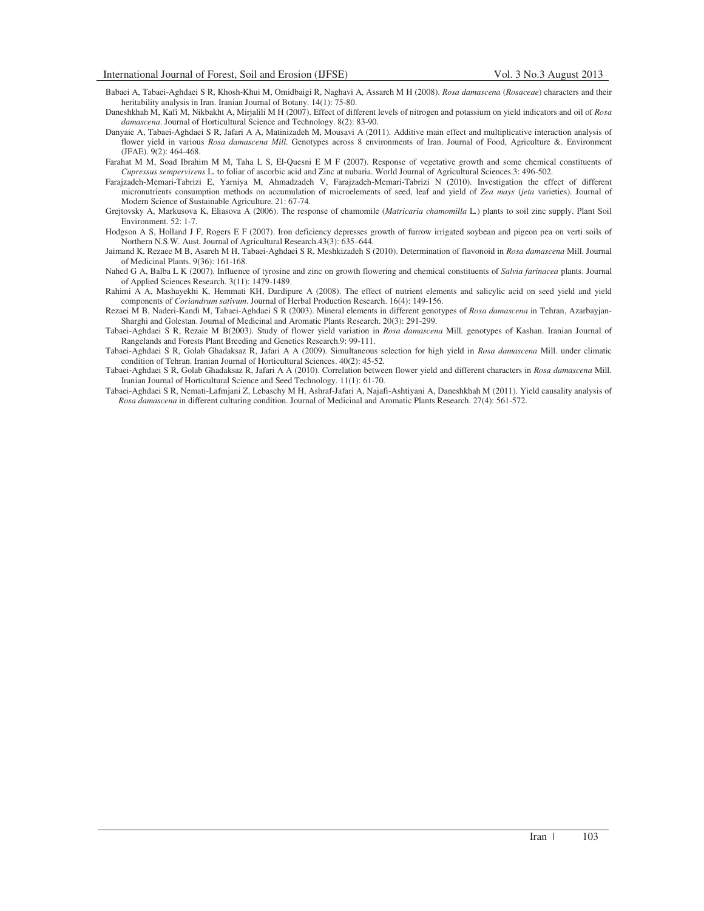Babaei A, Tabaei-Aghdaei S R, Khosh-Khui M, Omidbaigi R, Naghavi A, Assareh M H (2008). *Rosa damascena* (*Rosaceae*) characters and their heritability analysis in Iran. Iranian Journal of Botany. 14(1): 75-80.

Daneshkhah M, Kafi M, Nikbakht A, Mirjalili M H (2007). Effect of different levels of nitrogen and potassium on yield indicators and oil of *Rosa damascena*. Journal of Horticultural Science and Technology. 8(2): 83-90.

Danyaie A, Tabaei-Aghdaei S R, Jafari A A, Matinizadeh M, Mousavi A (2011). Additive main effect and multiplicative interaction analysis of flower yield in various *Rosa damascena Mill*. Genotypes across 8 environments of Iran. Journal of Food, Agriculture &. Environment (JFAE). 9(2): 464-468.

Farahat M M, Soad Ibrahim M M, Taha L S, El-Quesni E M F (2007). Response of vegetative growth and some chemical constituents of *Cupressus sempervirens* L. to foliar of ascorbic acid and Zinc at nubaria. World Journal of Agricultural Sciences.3: 496-502.

Farajzadeh-Memari-Tabrizi E, Yarniya M, Ahmadzadeh V, Farajzadeh-Memari-Tabrizi N (2010). Investigation the effect of different micronutrients consumption methods on accumulation of microelements of seed, leaf and yield of *Zea mays* (*jeta* varieties). Journal of Modern Science of Sustainable Agriculture. 21: 67-74.

Grejtovsky A, Markusova K, Eliasova A (2006). The response of chamomile (*Matricaria chamomilla* L.) plants to soil zinc supply. Plant Soil Environment. 52: 1-7.

Hodgson A S, Holland J F, Rogers E F (2007). Iron deficiency depresses growth of furrow irrigated soybean and pigeon pea on verti soils of Northern N.S.W. Aust. Journal of Agricultural Research.43(3): 635–644.

Jaimand K, Rezaee M B, Asareh M H, Tabaei-Aghdaei S R, Meshkizadeh S (2010). Determination of flavonoid in *Rosa damascena* Mill. Journal of Medicinal Plants. 9(36): 161-168.

Nahed G A, Balba L K (2007). Influence of tyrosine and zinc on growth flowering and chemical constituents of *Salvia farinacea* plants. Journal of Applied Sciences Research. 3(11): 1479-1489.

Rahimi A A, Mashayekhi K, Hemmati KH, Dardipure A (2008). The effect of nutrient elements and salicylic acid on seed yield and yield components of *Coriandrum sativum*. Journal of Herbal Production Research. 16(4): 149-156.

Rezaei M B, Naderi-Kandi M, Tabaei-Aghdaei S R (2003). Mineral elements in different genotypes of *Rosa damascena* in Tehran, Azarbayjan-Sharghi and Golestan. Journal of Medicinal and Aromatic Plants Research. 20(3): 291-299.

Tabaei-Aghdaei S R, Rezaie M B(2003). Study of flower yield variation in *Rosa damascena* Mill. genotypes of Kashan. Iranian Journal of Rangelands and Forests Plant Breeding and Genetics Research.9: 99-111.

Tabaei-Aghdaei S R, Golab Ghadaksaz R, Jafari A A (2009). Simultaneous selection for high yield in *Rosa damascena* Mill. under climatic condition of Tehran. Iranian Journal of Horticultural Sciences. 40(2): 45-52.

Tabaei-Aghdaei S R, Golab Ghadaksaz R, Jafari A A (2010). Correlation between flower yield and different characters in *Rosa damascena* Mill. Iranian Journal of Horticultural Science and Seed Technology. 11(1): 61-70.

Tabaei-Aghdaei S R, Nemati-Lafmjani Z, Lebaschy M H, Ashraf-Jafari A, Najafi-Ashtiyani A, Daneshkhah M (2011). Yield causality analysis of *Rosa damascena* in different culturing condition. Journal of Medicinal and Aromatic Plants Research. 27(4): 561-572.